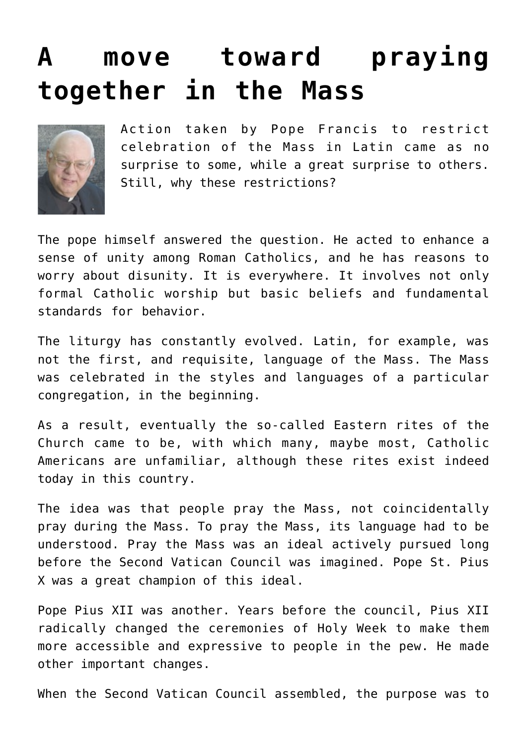# A move toward praying together in the Mass

Action taken by Pope Francis to restrict celebration of the Mass in Latin came as no surprise to some, while a great surprise to others. Still, why these restrictions?

The pope himself answered the question. He acted to enhance a sense of unity among Roman Catholics, and he has reasons to worry about disunity. It is everywhere. It involves not only formal Catholic worship but basic beliefs and fundamental standards for behavior.

The liturgy has constantly evolved. Latin, for example, was not the first, and requisite, language of the Mass. The Mass was celebrated in the styles and languages of a particular congregation, in the beginning.

As a result, eventually the so-called Eastern rites of the Church came to be, with which many, maybe most, Catholic Americans are unfamiliar, although these rites exist indeed today in this country.

The idea was that people pray the Mass, not coincidentally pray during the Mass. To pray the Mass, its language had to be understood. Pray the Mass was an ideal actively pursued long before the Second Vatican Council was imagined. Pope St. Pius X was a great champion of this ideal.

Pope Pius XII was another. Years before the council, Pius XII radically changed the ceremonies of Holy Week to make them more accessible and expressive to people in the pew. He made other important changes.

When the Second Vatican Council assembled, the purpose was to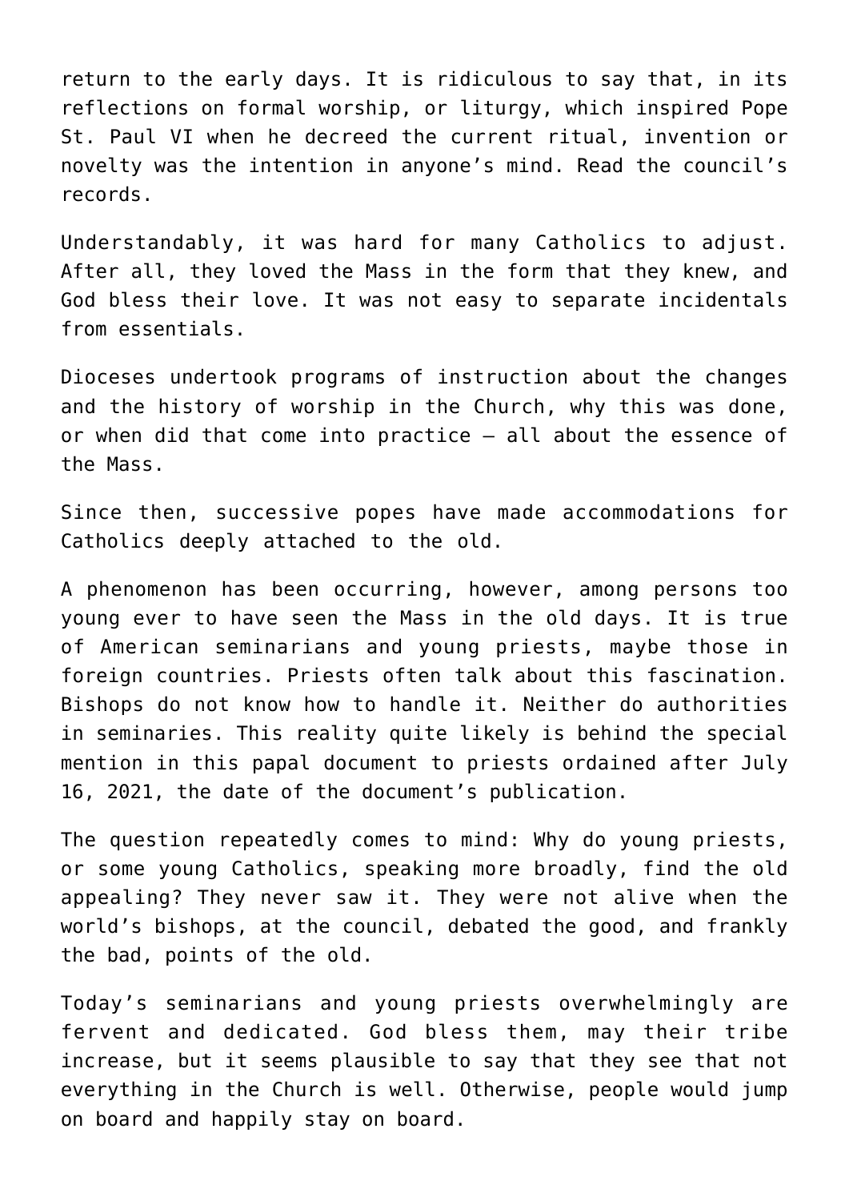return to the early days. It is ridiculous to say that, in its reflections on formal worship, or liturgy, which inspired Pope St. Paul VI when he decreed the current ritual, invention or novelty was the intention in anyone's mind. Read the council's records.

Understandably, it was hard for many Catholics to adjust. After all, they loved the Mass in the form that they knew, and God bless their love. It was not easy to separate incidentals from essentials.

Dioceses undertook programs of instruction about the changes and the history of worship in the Church, why this was done, or when did that come into practice — all about the essence of the Mass.

Since then, successive popes have made accommodations for Catholics deeply attached to the old.

A phenomenon has been occurring, however, among persons too young ever to have seen the Mass in the old days. It is true of American seminarians and young priests, maybe those in foreign countries. Priests often talk about this fascination. Bishops do not know how to handle it. Neither do authorities in seminaries. This reality quite likely is behind the special mention in this papal document to priests ordained after July 16, 2021, the date of the document's publication.

The question repeatedly comes to mind: Why do young priests, or some young Catholics, speaking more broadly, find the old appealing? They never saw it. They were not alive when the world's bishops, at the council, debated the good, and frankly the bad, points of the old.

Today's seminarians and young priests overwhelmingly are fervent and dedicated. God bless them, may their tribe increase, but it seems plausible to say that they see that not everything in the Church is well. Otherwise, people would jump on board and happily stay on board.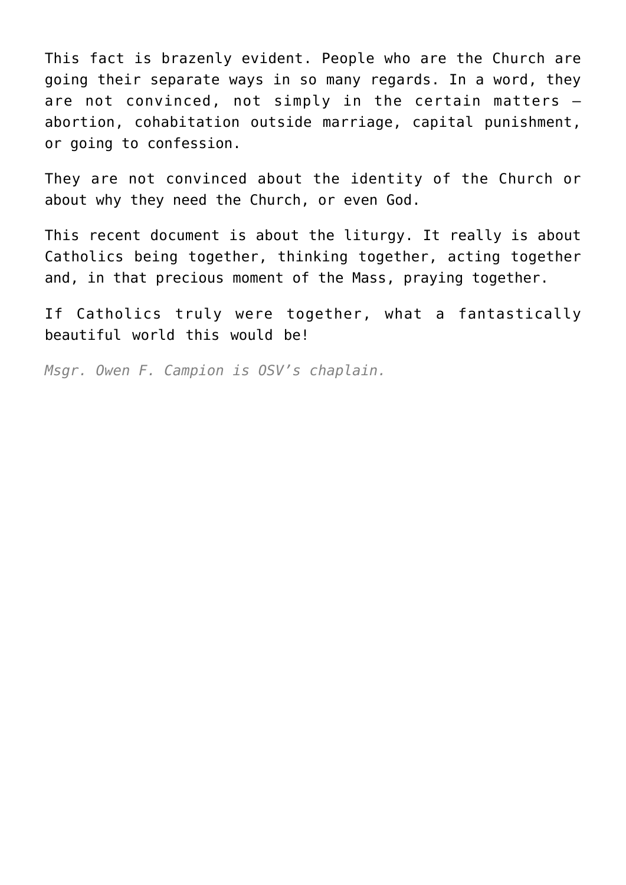This fact is brazenly evident. People who are the Church are going their separate ways in so many regards. In a word, they are not convinced, not simply in the certain matters — abortion, cohabitation outside marriage, capital punishment, or going to confession.

They are not convinced about the identity of the Church or about why they need the Church, or even God.

This recent document is about the liturgy. It really is about Catholics being together, thinking together, acting together and, in that precious moment of the Mass, praying together.

If Catholics truly were together, what a fantastically beautiful world this would be!

*Msgr. Owen F. Campion is OSV's chaplain.*